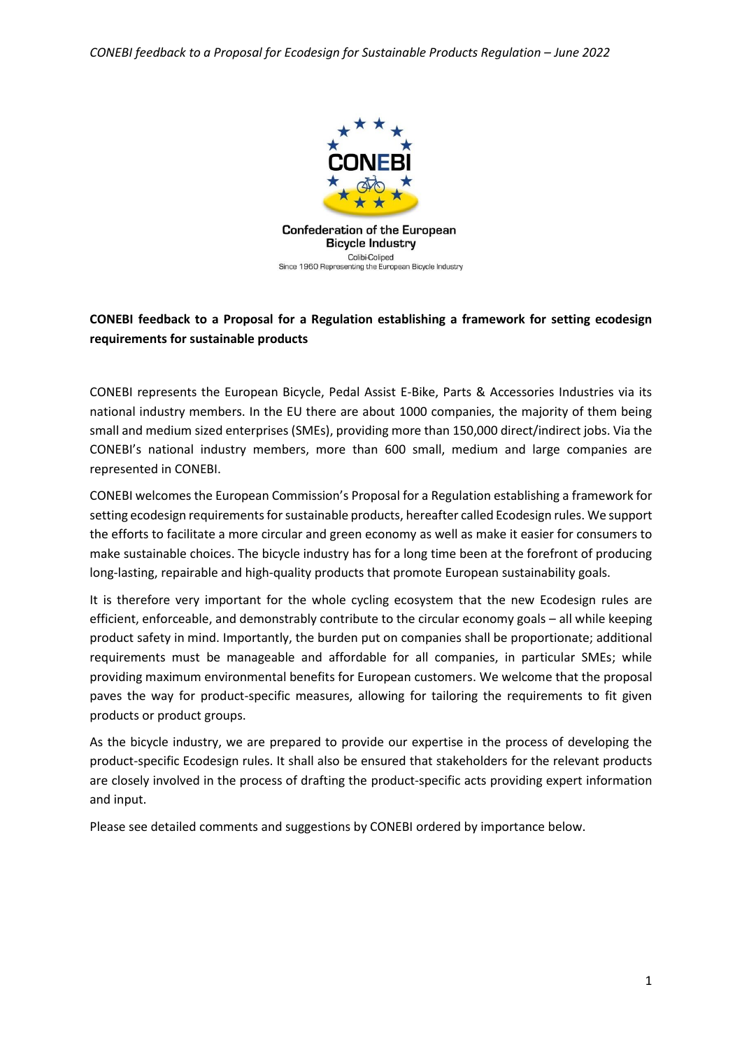Confederation of the European Bicycle Industry

Colibi-Coliped

Since 1960 Representing the European Bicycle Industry

**CONEBI feedback to a Proposal for a Regulation establishing a framework for setting ecodesign requirements for sustainable products**

CONEBI represents the European Bicycle, Pedal Assist E-Bike, Parts & Accessories Industries via its national industry members. In the EU there are about 1000 companies, the majority of them being small and medium sized enterprises (SMEs), providing more than 150,000 direct/indirect jobs. Via the CONEBI's national industry members, more than 600 small, medium and large companies are represented in CONEBI.

CONEBI welcomes the European Commission's Proposal for a Regulation establishing a framework for setting ecodesign requirements for sustainable products, hereafter called Ecodesign rules. We support the efforts to facilitate a more circular and green economy as well as make it easier for consumers to make sustainable choices. The bicycle industry has for a long time been at the forefront of producing long-lasting, repairable and high-quality products that promote European sustainability goals.

It is therefore very important for the whole cycling ecosystem that the new Ecodesign rules are efficient, enforceable, and demonstrably contribute to the circular economy goals – all while keeping product safety in mind. Importantly, the burden put on companies shall be proportionate; additional requirements must be manageable and affordable for all companies, in particular SMEs; while providing maximum environmental benefits for European customers. We welcome that the proposal paves the way for product-specific measures, allowing for tailoring the requirements to fit given products or product groups.

As the bicycle industry, we are prepared to provide our expertise in the process of developing the product-specific Ecodesign rules. It shall also be ensured that stakeholders for the relevant products are closely involved in the process of drafting the product-specific acts providing expert information and input.

Please see detailed comments and suggestions by CONEBI ordered by importance below.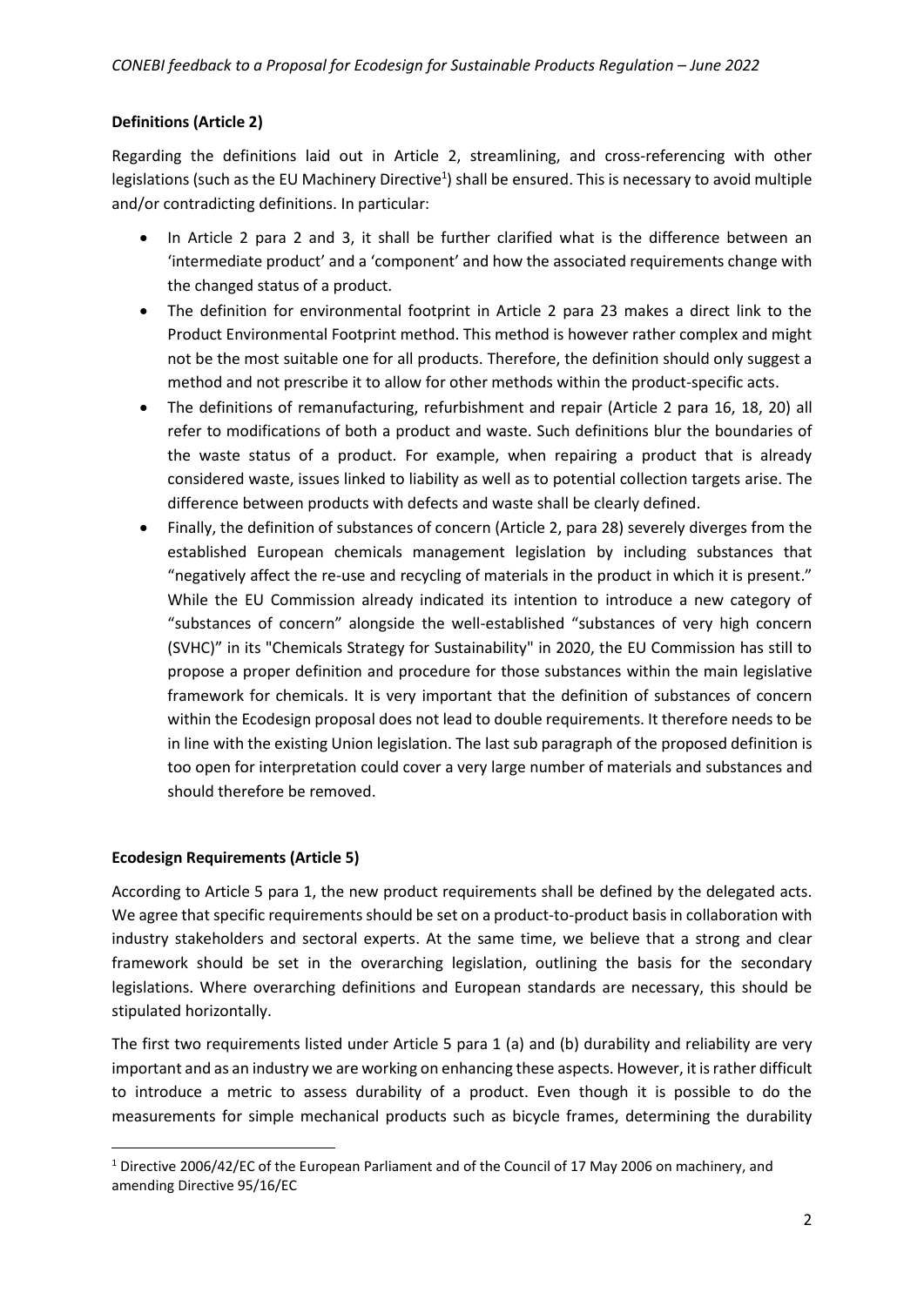**Definitions (Article 2)**

Regarding the definitions laid out in Article 2, streamlining, and cross-referencing with other legislations (such as the EU Machinery Directive[1]) shall be ensured. This is necessary to avoid multiple and/or contradicting definitions. In particular:

- In Article 2 para 2 and 3, it shall be further clarified what is the difference between an 'intermediate product' and a 'component' and how the associated requirements change with the changed status of a product.
- The definition for environmental footprint in Article 2 para 23 makes a direct link to the Product Environmental Footprint method. This method is however rather complex and might not be the most suitable one for all products. Therefore, the definition should only suggest a method and not prescribe it to allow for other methods within the product-specific acts.
- The definitions of remanufacturing, refurbishment and repair (Article 2 para 16, 18, 20) all refer to modifications of both a product and waste. Such definitions blur the boundaries of the waste status of a product. For example, when repairing a product that is already considered waste, issues linked to liability as well as to potential collection targets arise. The difference between products with defects and waste shall be clearly defined.
- Finally, the definition of substances of concern (Article 2, para 28) severely diverges from the established European chemicals management legislation by including substances that "negatively affect the re-use and recycling of materials in the product in which it is present." While the EU Commission already indicated its intention to introduce a new category of "substances of concern" alongside the well-established "substances of very high concern (SVHC)" in its "Chemicals Strategy for Sustainability" in 2020, the EU Commission has still to propose a proper definition and procedure for those substances within the main legislative framework for chemicals. It is very important that the definition of substances of concern within the Ecodesign proposal does not lead to double requirements. It therefore needs to be in line with the existing Union legislation. The last sub paragraph of the proposed definition is too open for interpretation could cover a very large number of materials and substances and should therefore be removed.

**Ecodesign Requirements (Article 5)**

According to Article 5 para 1, the new product requirements shall be defined by the delegated acts. We agree that specific requirements should be set on a product-to-product basis in collaboration with industry stakeholders and sectoral experts. At the same time, we believe that a strong and clear framework should be set in the overarching legislation, outlining the basis for the secondary legislations. Where overarching definitions and European standards are necessary, this should be stipulated horizontally.

The first two requirements listed under Article 5 para 1 (a) and (b) durability and reliability are very important and as an industry we are working on enhancing these aspects. However, it is rather difficult to introduce a metric to assess durability of a product. Even though it is possible to do the measurements for simple mechanical products such as bicycle frames, determining the durability

[1] Directive 2006/42/EC of the European Parliament and of the Council of 17 May 2006 on machinery, and amending Directive 95/16/EC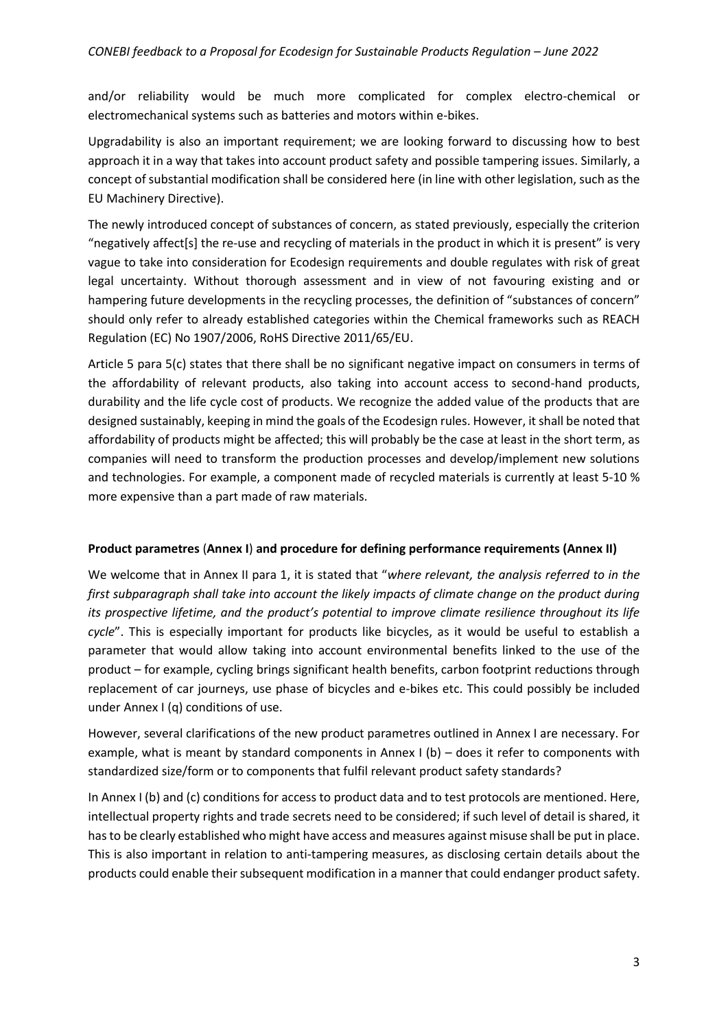and/or reliability would be much more complicated for complex electro-chemical or electromechanical systems such as batteries and motors within e-bikes.

Upgradability is also an important requirement; we are looking forward to discussing how to best approach it in a way that takes into account product safety and possible tampering issues. Similarly, a concept of substantial modification shall be considered here (in line with other legislation, such as the EU Machinery Directive).

The newly introduced concept of substances of concern, as stated previously, especially the criterion "negatively affect[s] the re-use and recycling of materials in the product in which it is present" is very vague to take into consideration for Ecodesign requirements and double regulates with risk of great legal uncertainty. Without thorough assessment and in view of not favouring existing and or hampering future developments in the recycling processes, the definition of "substances of concern" should only refer to already established categories within the Chemical frameworks such as REACH Regulation (EC) No 1907/2006, RoHS Directive 2011/65/EU.

Article 5 para 5(c) states that there shall be no significant negative impact on consumers in terms of the affordability of relevant products, also taking into account access to second-hand products, durability and the life cycle cost of products. We recognize the added value of the products that are designed sustainably, keeping in mind the goals of the Ecodesign rules. However, it shall be noted that affordability of products might be affected; this will probably be the case at least in the short term, as companies will need to transform the production processes and develop/implement new solutions and technologies. For example, a component made of recycled materials is currently at least 5-10 % more expensive than a part made of raw materials.

**Product parametres (Annex I) and procedure for defining performance requirements (Annex II)**

We welcome that in Annex II para 1, it is stated that "*where relevant, the analysis referred to in the first subparagraph shall take into account the likely impacts of climate change on the product during its prospective lifetime, and the product's potential to improve climate resilience throughout its life cycle*". This is especially important for products like bicycles, as it would be useful to establish a parameter that would allow taking into account environmental benefits linked to the use of the product – for example, cycling brings significant health benefits, carbon footprint reductions through replacement of car journeys, use phase of bicycles and e-bikes etc. This could possibly be included under Annex I (q) conditions of use.

However, several clarifications of the new product parametres outlined in Annex I are necessary. For example, what is meant by standard components in Annex I (b) – does it refer to components with standardized size/form or to components that fulfil relevant product safety standards?

In Annex I (b) and (c) conditions for access to product data and to test protocols are mentioned. Here, intellectual property rights and trade secrets need to be considered; if such level of detail is shared, it has to be clearly established who might have access and measures against misuse shall be put in place. This is also important in relation to anti-tampering measures, as disclosing certain details about the products could enable their subsequent modification in a manner that could endanger product safety.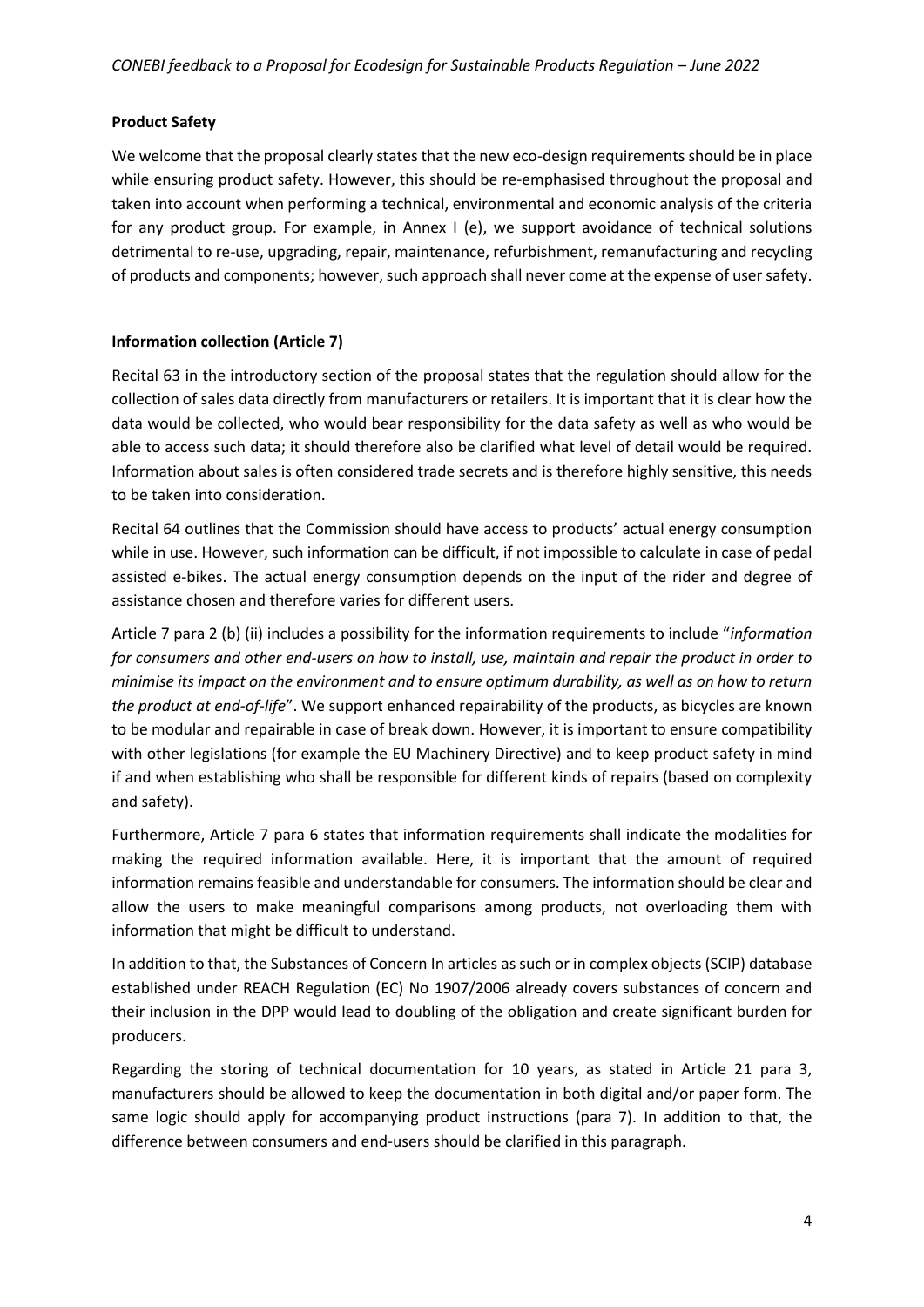**Product Safety**

We welcome that the proposal clearly states that the new eco-design requirements should be in place while ensuring product safety. However, this should be re-emphasised throughout the proposal and taken into account when performing a technical, environmental and economic analysis of the criteria for any product group. For example, in Annex I (e), we support avoidance of technical solutions detrimental to re-use, upgrading, repair, maintenance, refurbishment, remanufacturing and recycling of products and components; however, such approach shall never come at the expense of user safety.

**Information collection (Article 7)**

Recital 63 in the introductory section of the proposal states that the regulation should allow for the collection of sales data directly from manufacturers or retailers. It is important that it is clear how the data would be collected, who would bear responsibility for the data safety as well as who would be able to access such data; it should therefore also be clarified what level of detail would be required. Information about sales is often considered trade secrets and is therefore highly sensitive, this needs to be taken into consideration.

Recital 64 outlines that the Commission should have access to products' actual energy consumption while in use. However, such information can be difficult, if not impossible to calculate in case of pedal assisted e-bikes. The actual energy consumption depends on the input of the rider and degree of assistance chosen and therefore varies for different users.

Article 7 para 2 (b) (ii) includes a possibility for the information requirements to include "*information for consumers and other end-users on how to install, use, maintain and repair the product in order to minimise its impact on the environment and to ensure optimum durability, as well as on how to return the product at end-of-life*". We support enhanced repairability of the products, as bicycles are known to be modular and repairable in case of break down. However, it is important to ensure compatibility with other legislations (for example the EU Machinery Directive) and to keep product safety in mind if and when establishing who shall be responsible for different kinds of repairs (based on complexity and safety).

Furthermore, Article 7 para 6 states that information requirements shall indicate the modalities for making the required information available. Here, it is important that the amount of required information remains feasible and understandable for consumers. The information should be clear and allow the users to make meaningful comparisons among products, not overloading them with information that might be difficult to understand.

In addition to that, the Substances of Concern In articles as such or in complex objects (SCIP) database established under REACH Regulation (EC) No 1907/2006 already covers substances of concern and their inclusion in the DPP would lead to doubling of the obligation and create significant burden for producers.

Regarding the storing of technical documentation for 10 years, as stated in Article 21 para 3, manufacturers should be allowed to keep the documentation in both digital and/or paper form. The same logic should apply for accompanying product instructions (para 7). In addition to that, the difference between consumers and end-users should be clarified in this paragraph.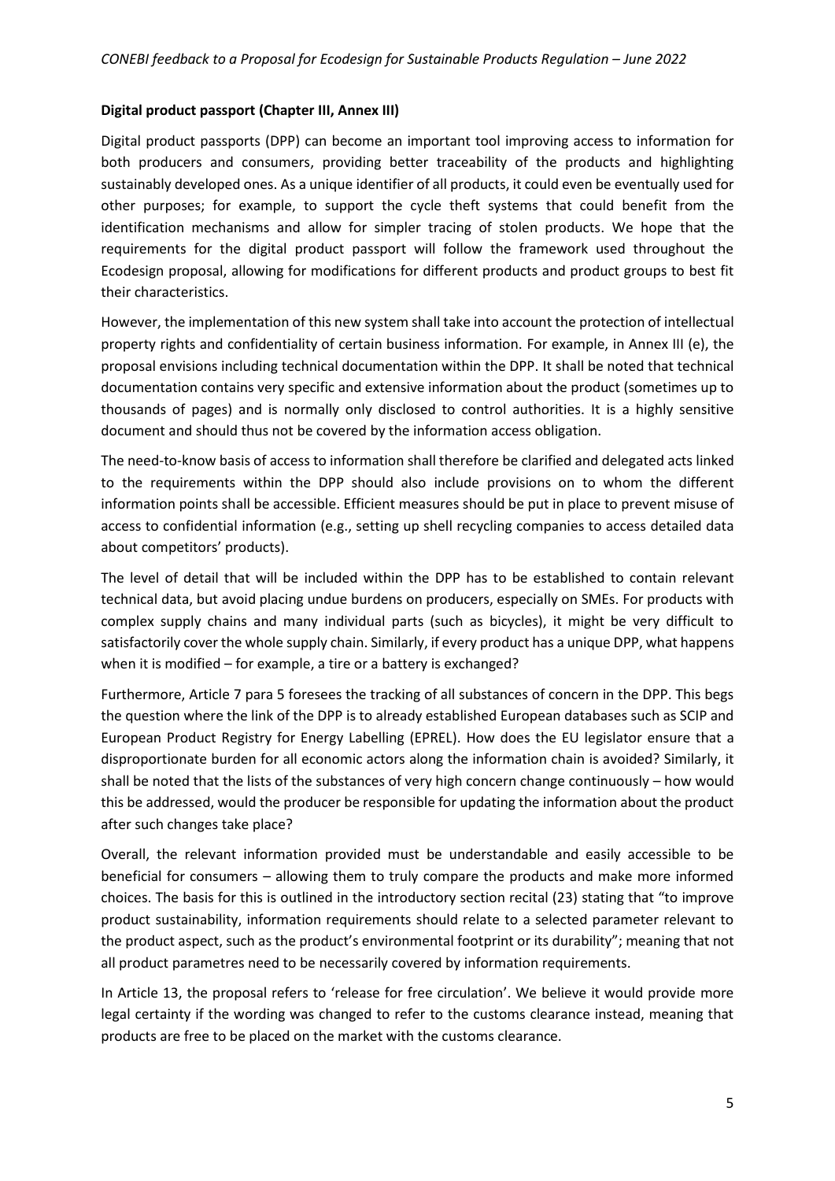**Digital product passport (Chapter III, Annex III)**

Digital product passports (DPP) can become an important tool improving access to information for both producers and consumers, providing better traceability of the products and highlighting sustainably developed ones. As a unique identifier of all products, it could even be eventually used for other purposes; for example, to support the cycle theft systems that could benefit from the identification mechanisms and allow for simpler tracing of stolen products. We hope that the requirements for the digital product passport will follow the framework used throughout the Ecodesign proposal, allowing for modifications for different products and product groups to best fit their characteristics.

However, the implementation of this new system shall take into account the protection of intellectual property rights and confidentiality of certain business information. For example, in Annex III (e), the proposal envisions including technical documentation within the DPP. It shall be noted that technical documentation contains very specific and extensive information about the product (sometimes up to thousands of pages) and is normally only disclosed to control authorities. It is a highly sensitive document and should thus not be covered by the information access obligation.

The need-to-know basis of access to information shall therefore be clarified and delegated acts linked to the requirements within the DPP should also include provisions on to whom the different information points shall be accessible. Efficient measures should be put in place to prevent misuse of access to confidential information (e.g., setting up shell recycling companies to access detailed data about competitors' products).

The level of detail that will be included within the DPP has to be established to contain relevant technical data, but avoid placing undue burdens on producers, especially on SMEs. For products with complex supply chains and many individual parts (such as bicycles), it might be very difficult to satisfactorily cover the whole supply chain. Similarly, if every product has a unique DPP, what happens when it is modified – for example, a tire or a battery is exchanged?

Furthermore, Article 7 para 5 foresees the tracking of all substances of concern in the DPP. This begs the question where the link of the DPP is to already established European databases such as SCIP and European Product Registry for Energy Labelling (EPREL). How does the EU legislator ensure that a disproportionate burden for all economic actors along the information chain is avoided? Similarly, it shall be noted that the lists of the substances of very high concern change continuously – how would this be addressed, would the producer be responsible for updating the information about the product after such changes take place?

Overall, the relevant information provided must be understandable and easily accessible to be beneficial for consumers – allowing them to truly compare the products and make more informed choices. The basis for this is outlined in the introductory section recital (23) stating that "to improve product sustainability, information requirements should relate to a selected parameter relevant to the product aspect, such as the product's environmental footprint or its durability"; meaning that not all product parametres need to be necessarily covered by information requirements.

In Article 13, the proposal refers to 'release for free circulation'. We believe it would provide more legal certainty if the wording was changed to refer to the customs clearance instead, meaning that products are free to be placed on the market with the customs clearance.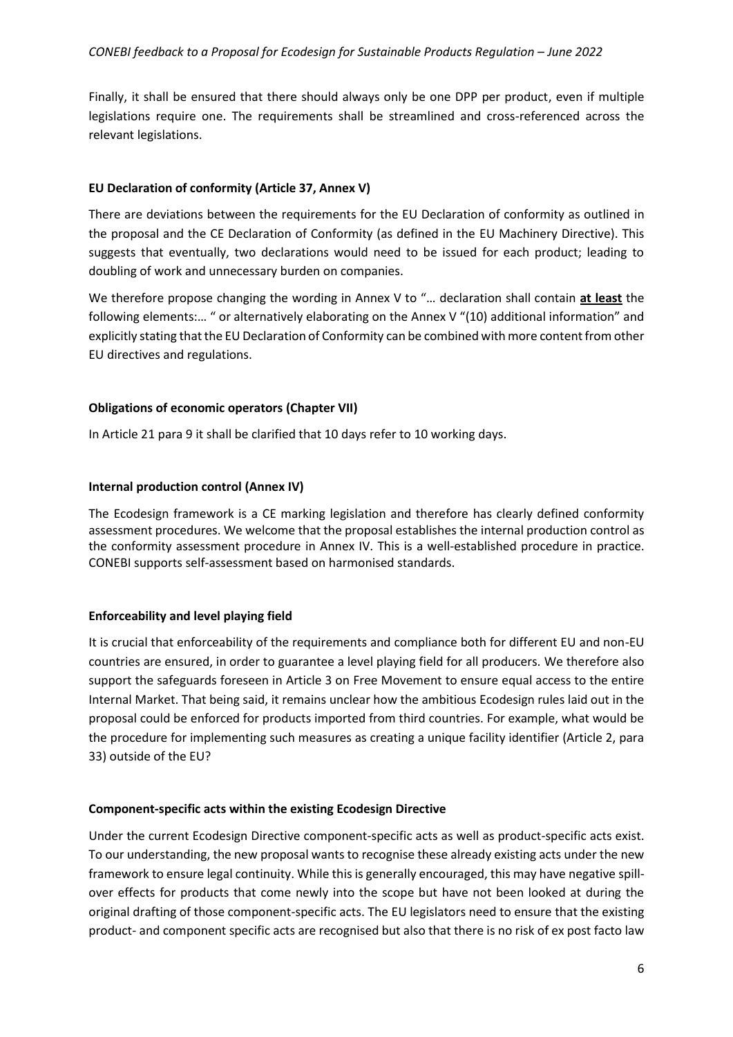Finally, it shall be ensured that there should always only be one DPP per product, even if multiple legislations require one. The requirements shall be streamlined and cross-referenced across the relevant legislations.

**EU Declaration of conformity (Article 37, Annex V)**

There are deviations between the requirements for the EU Declaration of conformity as outlined in the proposal and the CE Declaration of Conformity (as defined in the EU Machinery Directive). This suggests that eventually, two declarations would need to be issued for each product; leading to doubling of work and unnecessary burden on companies.

We therefore propose changing the wording in Annex V to "… declaration shall contain **at least** the following elements:… " or alternatively elaborating on the Annex V "(10) additional information" and explicitly stating that the EU Declaration of Conformity can be combined with more content from other EU directives and regulations.

**Obligations of economic operators (Chapter VII)**

In Article 21 para 9 it shall be clarified that 10 days refer to 10 working days.

**Internal production control (Annex IV)**

The Ecodesign framework is a CE marking legislation and therefore has clearly defined conformity assessment procedures. We welcome that the proposal establishes the internal production control as the conformity assessment procedure in Annex IV. This is a well-established procedure in practice. CONEBI supports self-assessment based on harmonised standards.

**Enforceability and level playing field**

It is crucial that enforceability of the requirements and compliance both for different EU and non-EU countries are ensured, in order to guarantee a level playing field for all producers. We therefore also support the safeguards foreseen in Article 3 on Free Movement to ensure equal access to the entire Internal Market. That being said, it remains unclear how the ambitious Ecodesign rules laid out in the proposal could be enforced for products imported from third countries. For example, what would be the procedure for implementing such measures as creating a unique facility identifier (Article 2, para 33) outside of the EU?

**Component-specific acts within the existing Ecodesign Directive**

Under the current Ecodesign Directive component-specific acts as well as product-specific acts exist. To our understanding, the new proposal wants to recognise these already existing acts under the new framework to ensure legal continuity. While this is generally encouraged, this may have negative spill-over effects for products that come newly into the scope but have not been looked at during the original drafting of those component-specific acts. The EU legislators need to ensure that the existing product- and component specific acts are recognised but also that there is no risk of ex post facto law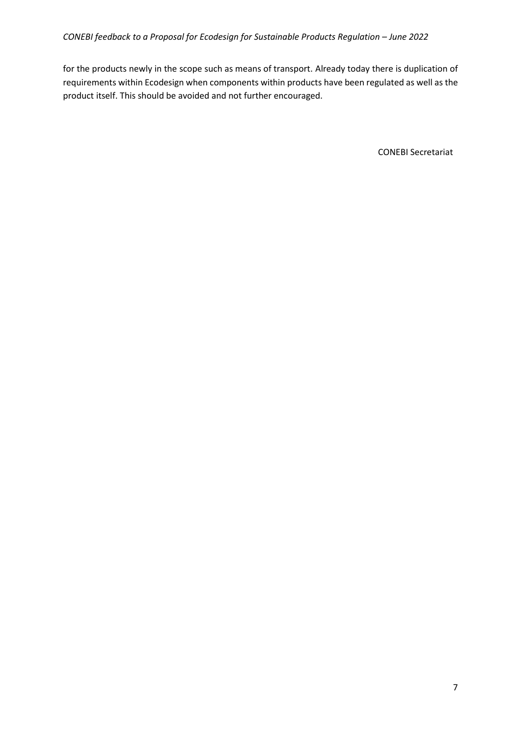for the products newly in the scope such as means of transport. Already today there is duplication of requirements within Ecodesign when components within products have been regulated as well as the product itself. This should be avoided and not further encouraged.

CONEBI Secretariat